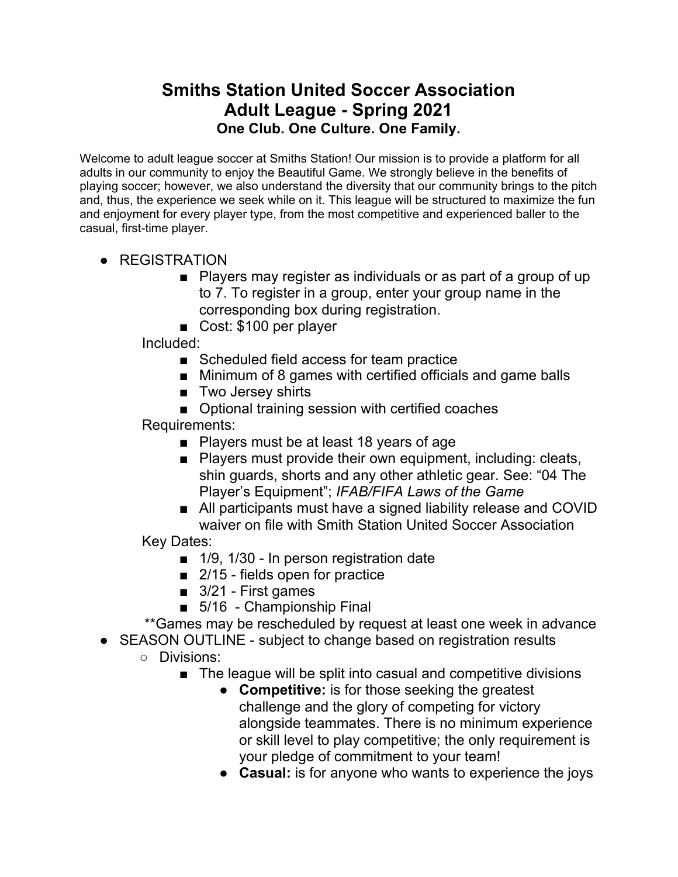# Smiths Station United Soccer Association
## Adult League - Spring 2021
### One Club. One Culture. One Family.

Welcome to adult league soccer at Smiths Station! Our mission is to provide a platform for all adults in our community to enjoy the Beautiful Game. We strongly believe in the benefits of playing soccer; however, we also understand the diversity that our community brings to the pitch and, thus, the experience we seek while on it. This league will be structured to maximize the fun and enjoyment for every player type, from the most competitive and experienced baller to the casual, first-time player.

- REGISTRATION
  - Players may register as individuals or as part of a group of up to 7. To register in a group, enter your group name in the corresponding box during registration.
  - Cost: $100 per player

  Included:
  - Scheduled field access for team practice
  - Minimum of 8 games with certified officials and game balls
  - Two Jersey shirts
  - Optional training session with certified coaches

  Requirements:
  - Players must be at least 18 years of age
  - Players must provide their own equipment, including: cleats, shin guards, shorts and any other athletic gear. See: “04 The Player’s Equipment”; *IFAB/FIFA Laws of the Game*
  - All participants must have a signed liability release and COVID waiver on file with Smith Station United Soccer Association

  Key Dates:
  - 1/9, 1/30 - In person registration date
  - 2/15 - fields open for practice
  - 3/21 - First games
  - 5/16 - Championship Final

  **Games may be rescheduled by request at least one week in advance
- SEASON OUTLINE - subject to change based on registration results
  - Divisions:
    - The league will be split into casual and competitive divisions
      - **Competitive:** is for those seeking the greatest challenge and the glory of competing for victory alongside teammates. There is no minimum experience or skill level to play competitive; the only requirement is your pledge of commitment to your team!
      - **Casual:** is for anyone who wants to experience the joys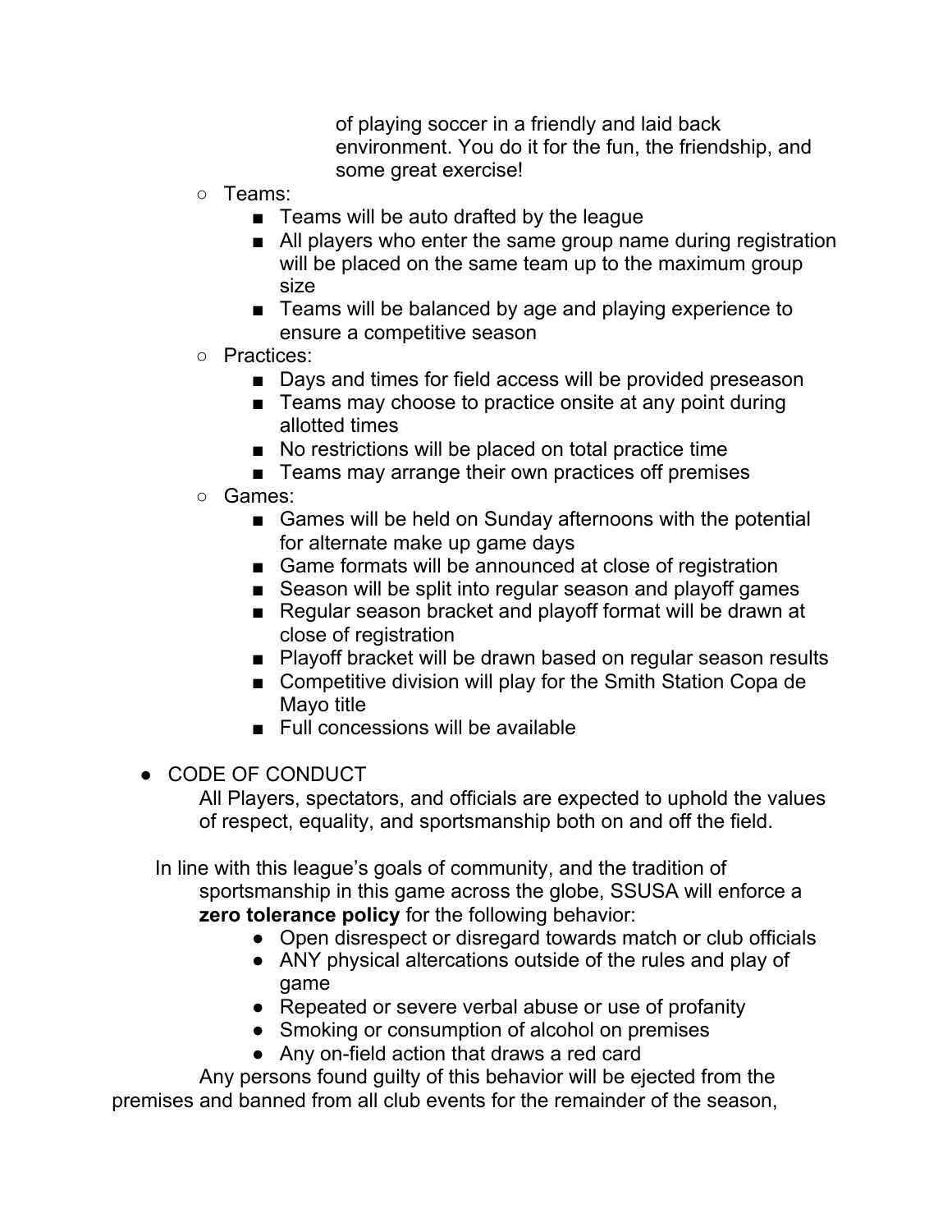of playing soccer in a friendly and laid back environment. You do it for the fun, the friendship, and some great exercise!

- Teams:
  - Teams will be auto drafted by the league
  - All players who enter the same group name during registration will be placed on the same team up to the maximum group size
  - Teams will be balanced by age and playing experience to ensure a competitive season
- Practices:
  - Days and times for field access will be provided preseason
  - Teams may choose to practice onsite at any point during allotted times
  - No restrictions will be placed on total practice time
  - Teams may arrange their own practices off premises
- Games:
  - Games will be held on Sunday afternoons with the potential for alternate make up game days
  - Game formats will be announced at close of registration
  - Season will be split into regular season and playoff games
  - Regular season bracket and playoff format will be drawn at close of registration
  - Playoff bracket will be drawn based on regular season results
  - Competitive division will play for the Smith Station Copa de Mayo title
  - Full concessions will be available

- CODE OF CONDUCT

  All Players, spectators, and officials are expected to uphold the values of respect, equality, and sportsmanship both on and off the field.

In line with this league's goals of community, and the tradition of sportsmanship in this game across the globe, SSUSA will enforce a **zero tolerance policy** for the following behavior:

- Open disrespect or disregard towards match or club officials
- ANY physical altercations outside of the rules and play of game
- Repeated or severe verbal abuse or use of profanity
- Smoking or consumption of alcohol on premises
- Any on-field action that draws a red card

Any persons found guilty of this behavior will be ejected from the premises and banned from all club events for the remainder of the season,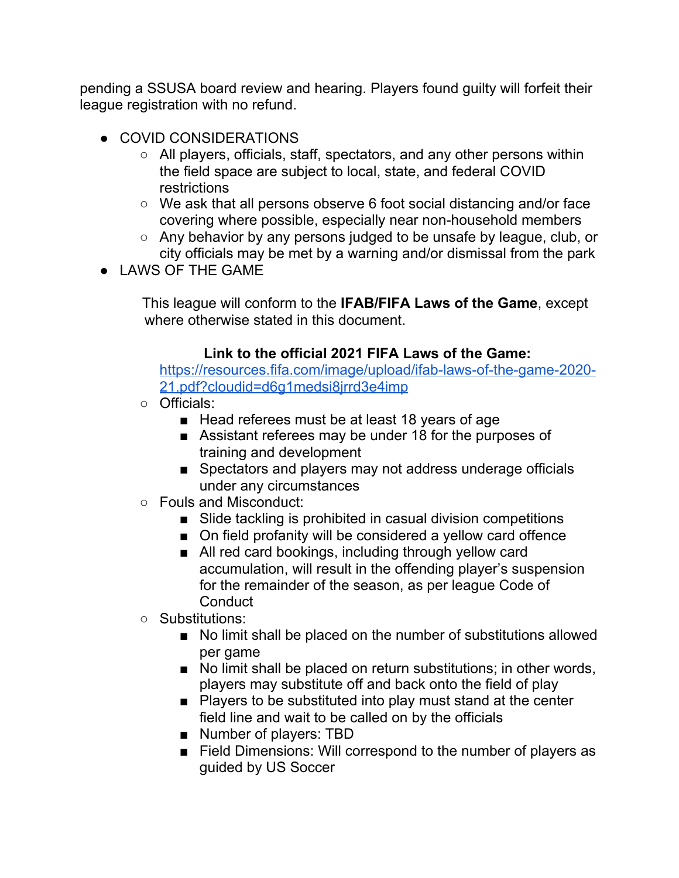pending a SSUSA board review and hearing. Players found guilty will forfeit their league registration with no refund.

- COVID CONSIDERATIONS
  - All players, officials, staff, spectators, and any other persons within the field space are subject to local, state, and federal COVID restrictions
  - We ask that all persons observe 6 foot social distancing and/or face covering where possible, especially near non-household members
  - Any behavior by any persons judged to be unsafe by league, club, or city officials may be met by a warning and/or dismissal from the park
- LAWS OF THE GAME

  This league will conform to the **IFAB/FIFA Laws of the Game**, except where otherwise stated in this document.

  **Link to the official 2021 FIFA Laws of the Game:**
  [https://resources.fifa.com/image/upload/ifab-laws-of-the-game-2020-21.pdf?cloudid=d6g1medsi8jrrd3e4imp](https://resources.fifa.com/image/upload/ifab-laws-of-the-game-2020-21.pdf?cloudid=d6g1medsi8jrrd3e4imp)

  - Officials:
    - Head referees must be at least 18 years of age
    - Assistant referees may be under 18 for the purposes of training and development
    - Spectators and players may not address underage officials under any circumstances
  - Fouls and Misconduct:
    - Slide tackling is prohibited in casual division competitions
    - On field profanity will be considered a yellow card offence
    - All red card bookings, including through yellow card accumulation, will result in the offending player's suspension for the remainder of the season, as per league Code of Conduct
  - Substitutions:
    - No limit shall be placed on the number of substitutions allowed per game
    - No limit shall be placed on return substitutions; in other words, players may substitute off and back onto the field of play
    - Players to be substituted into play must stand at the center field line and wait to be called on by the officials
    - Number of players: TBD
    - Field Dimensions: Will correspond to the number of players as guided by US Soccer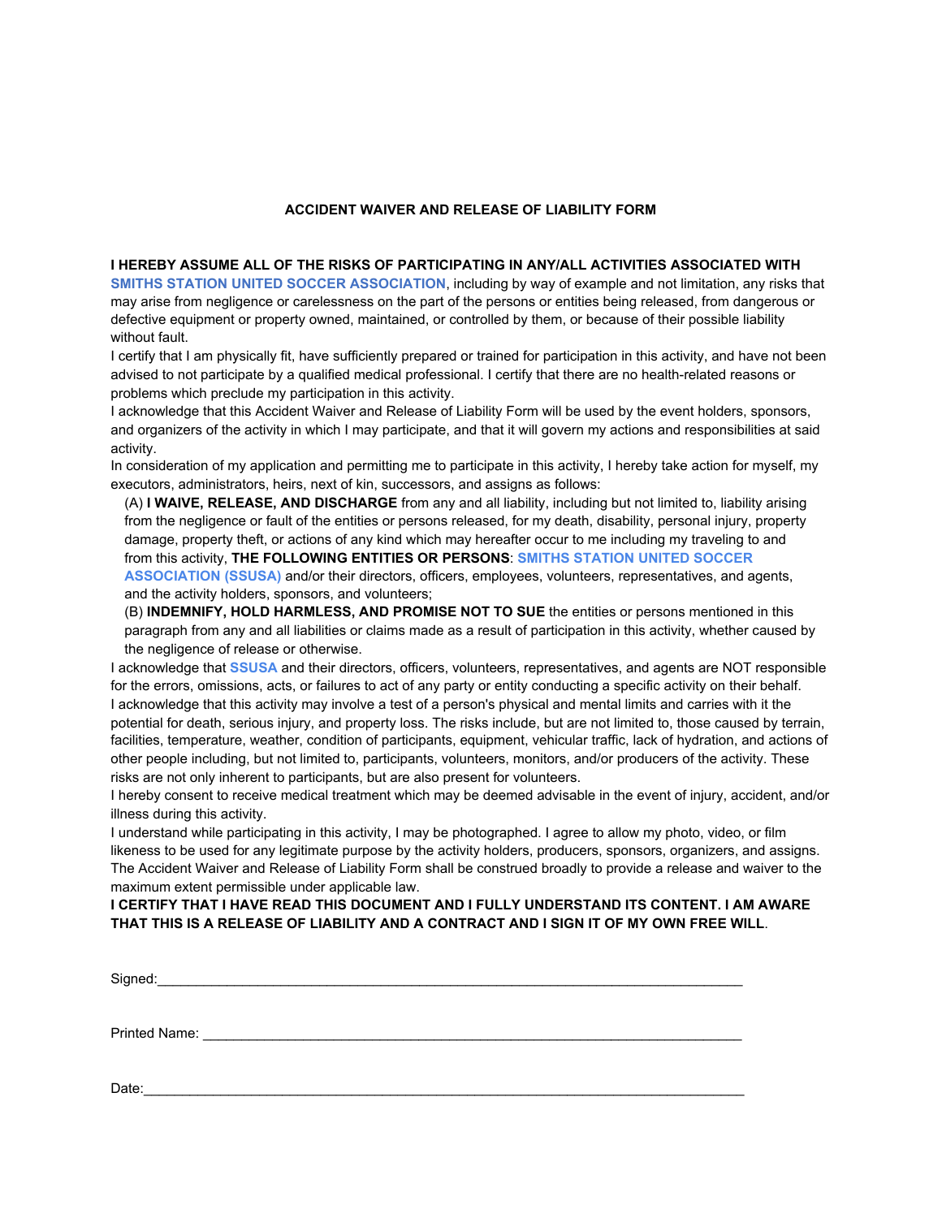## ACCIDENT WAIVER AND RELEASE OF LIABILITY FORM

**I HEREBY ASSUME ALL OF THE RISKS OF PARTICIPATING IN ANY/ALL ACTIVITIES ASSOCIATED WITH** **SMITHS STATION UNITED SOCCER ASSOCIATION**, including by way of example and not limitation, any risks that may arise from negligence or carelessness on the part of the persons or entities being released, from dangerous or defective equipment or property owned, maintained, or controlled by them, or because of their possible liability without fault.

I certify that I am physically fit, have sufficiently prepared or trained for participation in this activity, and have not been advised to not participate by a qualified medical professional. I certify that there are no health-related reasons or problems which preclude my participation in this activity.

I acknowledge that this Accident Waiver and Release of Liability Form will be used by the event holders, sponsors, and organizers of the activity in which I may participate, and that it will govern my actions and responsibilities at said activity.

In consideration of my application and permitting me to participate in this activity, I hereby take action for myself, my executors, administrators, heirs, next of kin, successors, and assigns as follows:

(A) **I WAIVE, RELEASE, AND DISCHARGE** from any and all liability, including but not limited to, liability arising from the negligence or fault of the entities or persons released, for my death, disability, personal injury, property damage, property theft, or actions of any kind which may hereafter occur to me including my traveling to and from this activity, **THE FOLLOWING ENTITIES OR PERSONS**: **SMITHS STATION UNITED SOCCER ASSOCIATION (SSUSA)** and/or their directors, officers, employees, volunteers, representatives, and agents, and the activity holders, sponsors, and volunteers;

(B) **INDEMNIFY, HOLD HARMLESS, AND PROMISE NOT TO SUE** the entities or persons mentioned in this paragraph from any and all liabilities or claims made as a result of participation in this activity, whether caused by the negligence of release or otherwise.

I acknowledge that **SSUSA** and their directors, officers, volunteers, representatives, and agents are NOT responsible for the errors, omissions, acts, or failures to act of any party or entity conducting a specific activity on their behalf.

I acknowledge that this activity may involve a test of a person's physical and mental limits and carries with it the potential for death, serious injury, and property loss. The risks include, but are not limited to, those caused by terrain, facilities, temperature, weather, condition of participants, equipment, vehicular traffic, lack of hydration, and actions of other people including, but not limited to, participants, volunteers, monitors, and/or producers of the activity. These risks are not only inherent to participants, but are also present for volunteers.

I hereby consent to receive medical treatment which may be deemed advisable in the event of injury, accident, and/or illness during this activity.

I understand while participating in this activity, I may be photographed. I agree to allow my photo, video, or film likeness to be used for any legitimate purpose by the activity holders, producers, sponsors, organizers, and assigns.

The Accident Waiver and Release of Liability Form shall be construed broadly to provide a release and waiver to the maximum extent permissible under applicable law.

**I CERTIFY THAT I HAVE READ THIS DOCUMENT AND I FULLY UNDERSTAND ITS CONTENT. I AM AWARE THAT THIS IS A RELEASE OF LIABILITY AND A CONTRACT AND I SIGN IT OF MY OWN FREE WILL**.

Signed:_______________________________________________________________________________

Printed Name: ________________________________________________________________________

Date:_________________________________________________________________________________